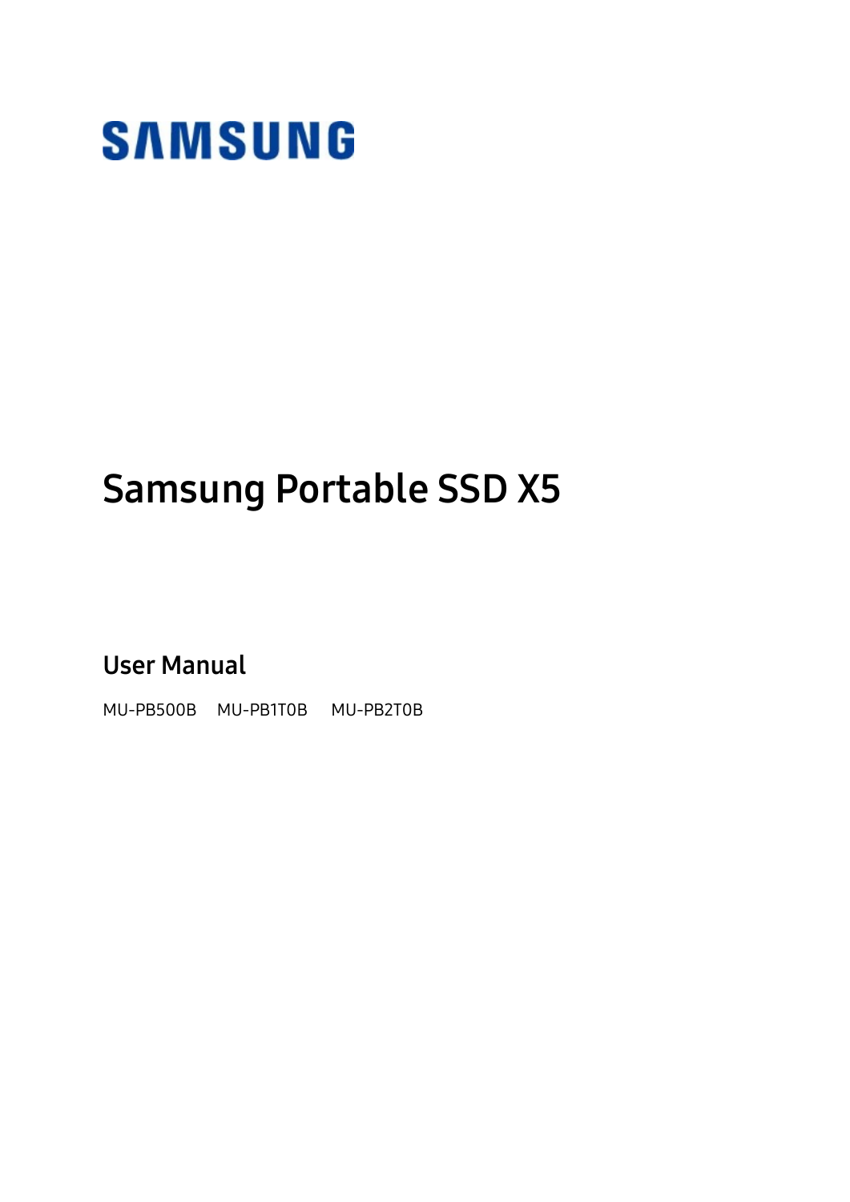SAMSUNG

# Samsung Portable SSD X5

## User Manual

MU-PB500B MU-PB1T0B MU-PB2T0B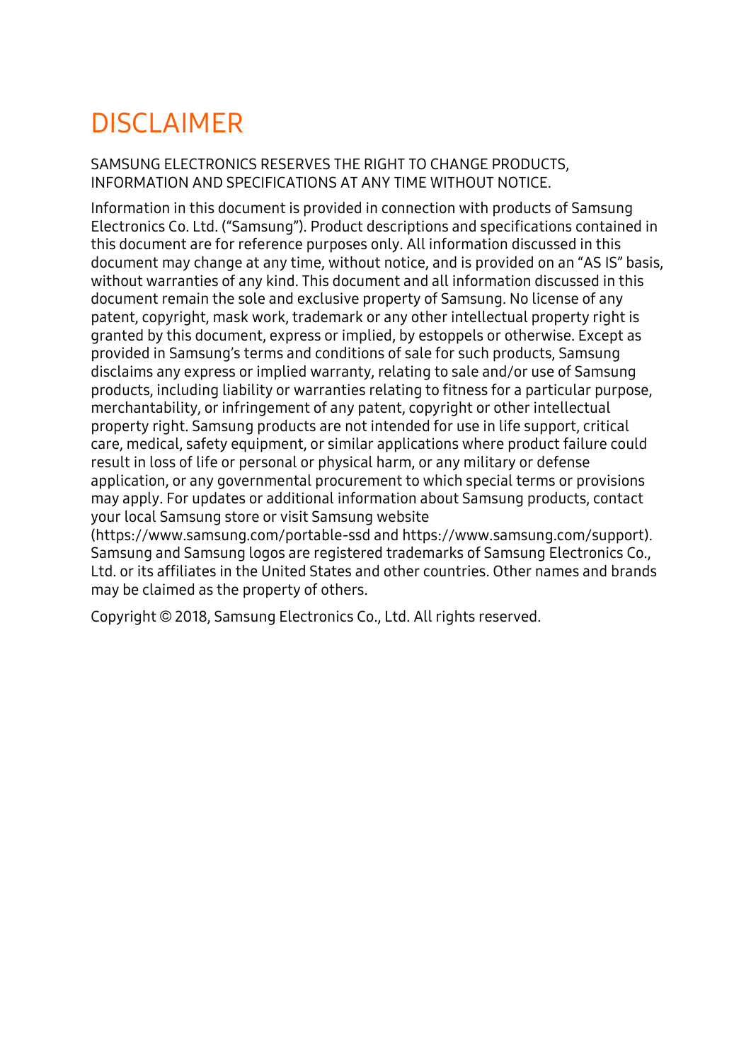# DISCLAIMER

SAMSUNG ELECTRONICS RESERVES THE RIGHT TO CHANGE PRODUCTS, INFORMATION AND SPECIFICATIONS AT ANY TIME WITHOUT NOTICE.

Information in this document is provided in connection with products of Samsung Electronics Co. Ltd. ("Samsung"). Product descriptions and specifications contained in this document are for reference purposes only. All information discussed in this document may change at any time, without notice, and is provided on an "AS IS" basis, without warranties of any kind. This document and all information discussed in this document remain the sole and exclusive property of Samsung. No license of any patent, copyright, mask work, trademark or any other intellectual property right is granted by this document, express or implied, by estoppels or otherwise. Except as provided in Samsung's terms and conditions of sale for such products, Samsung disclaims any express or implied warranty, relating to sale and/or use of Samsung products, including liability or warranties relating to fitness for a particular purpose, merchantability, or infringement of any patent, copyright or other intellectual property right. Samsung products are not intended for use in life support, critical care, medical, safety equipment, or similar applications where product failure could result in loss of life or personal or physical harm, or any military or defense application, or any governmental procurement to which special terms or provisions may apply. For updates or additional information about Samsung products, contact your local Samsung store or visit Samsung website (https://www.samsung.com/portable-ssd and https://www.samsung.com/support). Samsung and Samsung logos are registered trademarks of Samsung Electronics Co., Ltd. or its affiliates in the United States and other countries. Other names and brands may be claimed as the property of others.

Copyright © 2018, Samsung Electronics Co., Ltd. All rights reserved.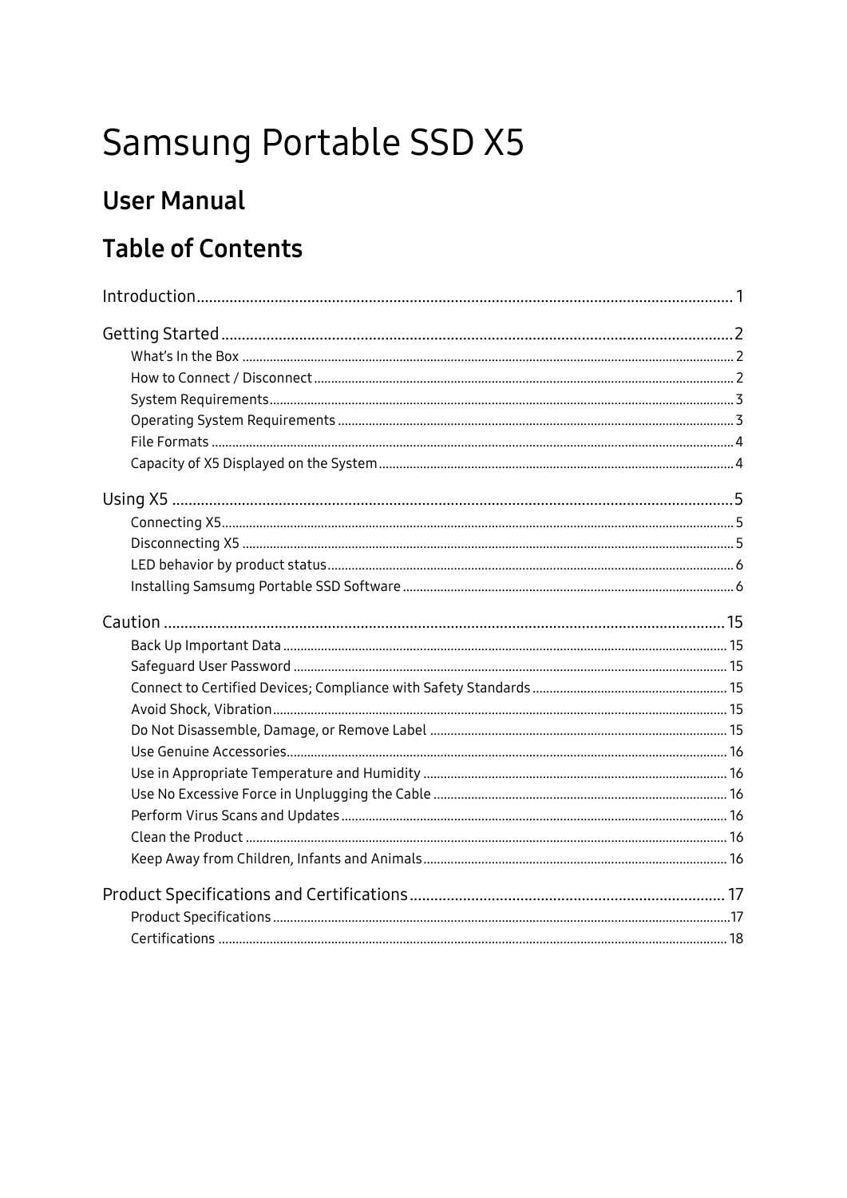# Samsung Portable SSD X5

## User Manual

## Table of Contents

Introduction ..... 1

Getting Started ..... 2

- What's In the Box ..... 2
- How to Connect / Disconnect ..... 2
- System Requirements ..... 3
- Operating System Requirements ..... 3
- File Formats ..... 4
- Capacity of X5 Displayed on the System ..... 4

Using X5 ..... 5

- Connecting X5 ..... 5
- Disconnecting X5 ..... 5
- LED behavior by product status ..... 6
- Installing Samsumg Portable SSD Software ..... 6

Caution ..... 15

- Back Up Important Data ..... 15
- Safeguard User Password ..... 15
- Connect to Certified Devices; Compliance with Safety Standards ..... 15
- Avoid Shock, Vibration ..... 15
- Do Not Disassemble, Damage, or Remove Label ..... 15
- Use Genuine Accessories ..... 16
- Use in Appropriate Temperature and Humidity ..... 16
- Use No Excessive Force in Unplugging the Cable ..... 16
- Perform Virus Scans and Updates ..... 16
- Clean the Product ..... 16
- Keep Away from Children, Infants and Animals ..... 16

Product Specifications and Certifications ..... 17

- Product Specifications ..... 17
- Certifications ..... 18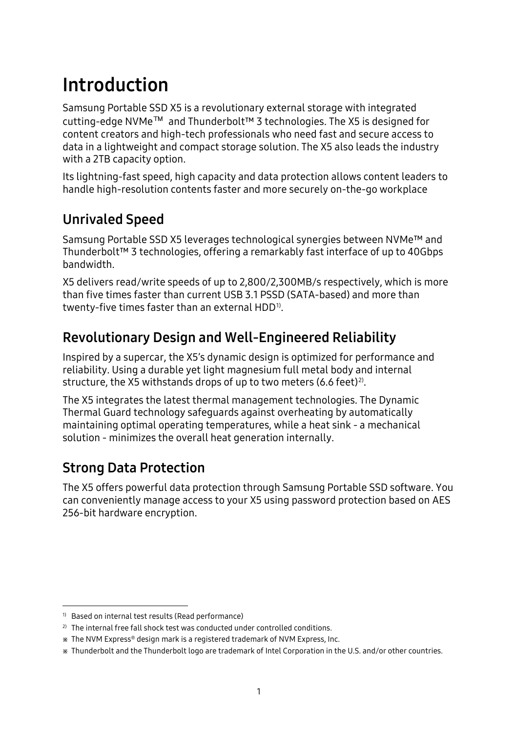# Introduction

Samsung Portable SSD X5 is a revolutionary external storage with integrated cutting-edge NVMe™ and Thunderbolt™ 3 technologies. The X5 is designed for content creators and high-tech professionals who need fast and secure access to data in a lightweight and compact storage solution. The X5 also leads the industry with a 2TB capacity option.

Its lightning-fast speed, high capacity and data protection allows content leaders to handle high-resolution contents faster and more securely on-the-go workplace

## Unrivaled Speed

Samsung Portable SSD X5 leverages technological synergies between NVMe™ and Thunderbolt™ 3 technologies, offering a remarkably fast interface of up to 40Gbps bandwidth.

X5 delivers read/write speeds of up to 2,800/2,300MB/s respectively, which is more than five times faster than current USB 3.1 PSSD (SATA-based) and more than twenty-five times faster than an external HDD[1].

## Revolutionary Design and Well-Engineered Reliability

Inspired by a supercar, the X5's dynamic design is optimized for performance and reliability. Using a durable yet light magnesium full metal body and internal structure, the X5 withstands drops of up to two meters (6.6 feet)[2].

The X5 integrates the latest thermal management technologies. The Dynamic Thermal Guard technology safeguards against overheating by automatically maintaining optimal operating temperatures, while a heat sink - a mechanical solution - minimizes the overall heat generation internally.

## Strong Data Protection

The X5 offers powerful data protection through Samsung Portable SSD software. You can conveniently manage access to your X5 using password protection based on AES 256-bit hardware encryption.

---

[1] Based on internal test results (Read performance)

[2] The internal free fall shock test was conducted under controlled conditions.

※ The NVM Express® design mark is a registered trademark of NVM Express, Inc.

※ Thunderbolt and the Thunderbolt logo are trademark of Intel Corporation in the U.S. and/or other countries.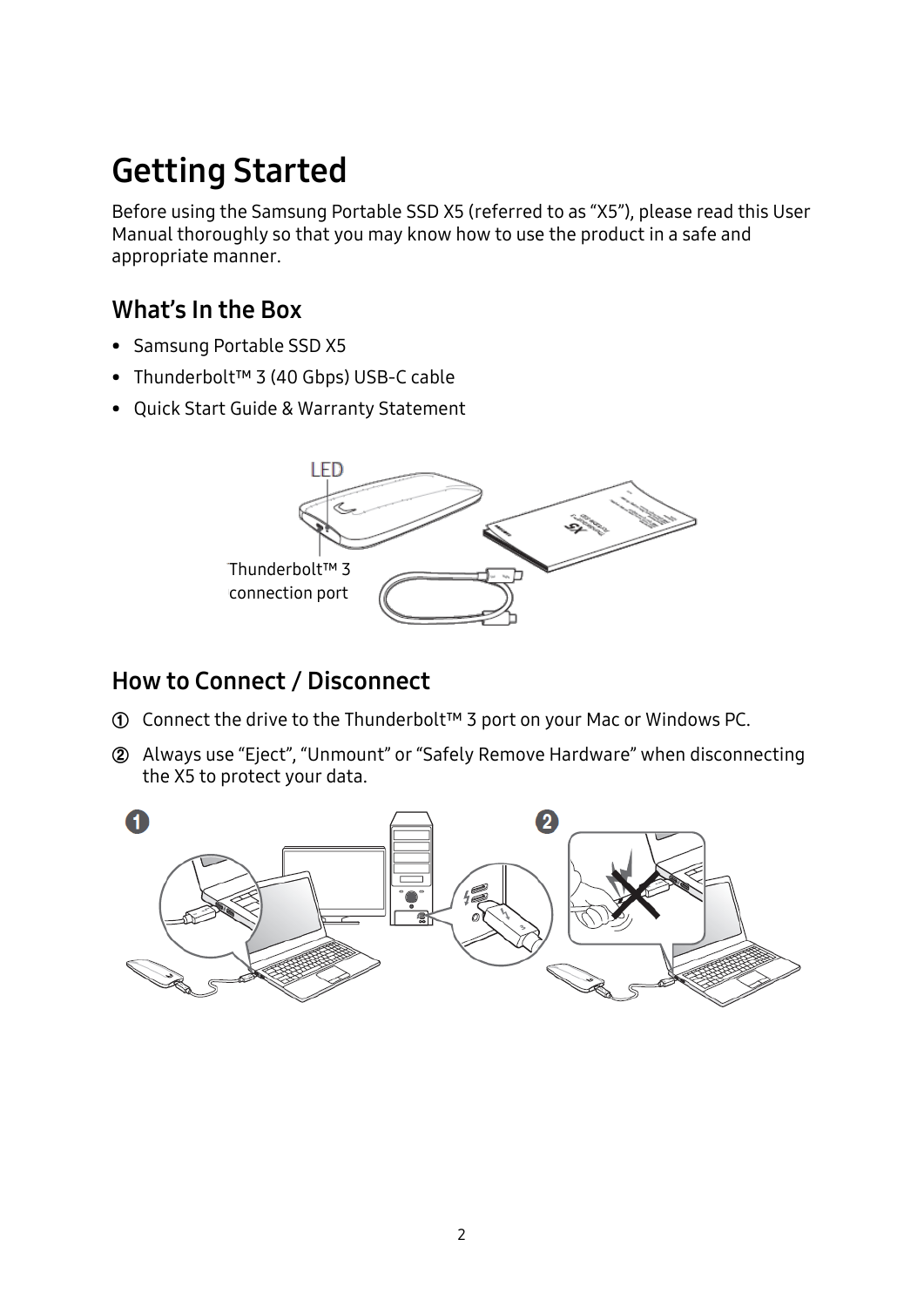# Getting Started

Before using the Samsung Portable SSD X5 (referred to as "X5"), please read this User Manual thoroughly so that you may know how to use the product in a safe and appropriate manner.

## What's In the Box

- Samsung Portable SSD X5
- Thunderbolt™ 3 (40 Gbps) USB-C cable
- Quick Start Guide & Warranty Statement

LED

Thunderbolt™ 3 connection port

## How to Connect / Disconnect

① Connect the drive to the Thunderbolt™ 3 port on your Mac or Windows PC.

② Always use "Eject", "Unmount" or "Safely Remove Hardware" when disconnecting the X5 to protect your data.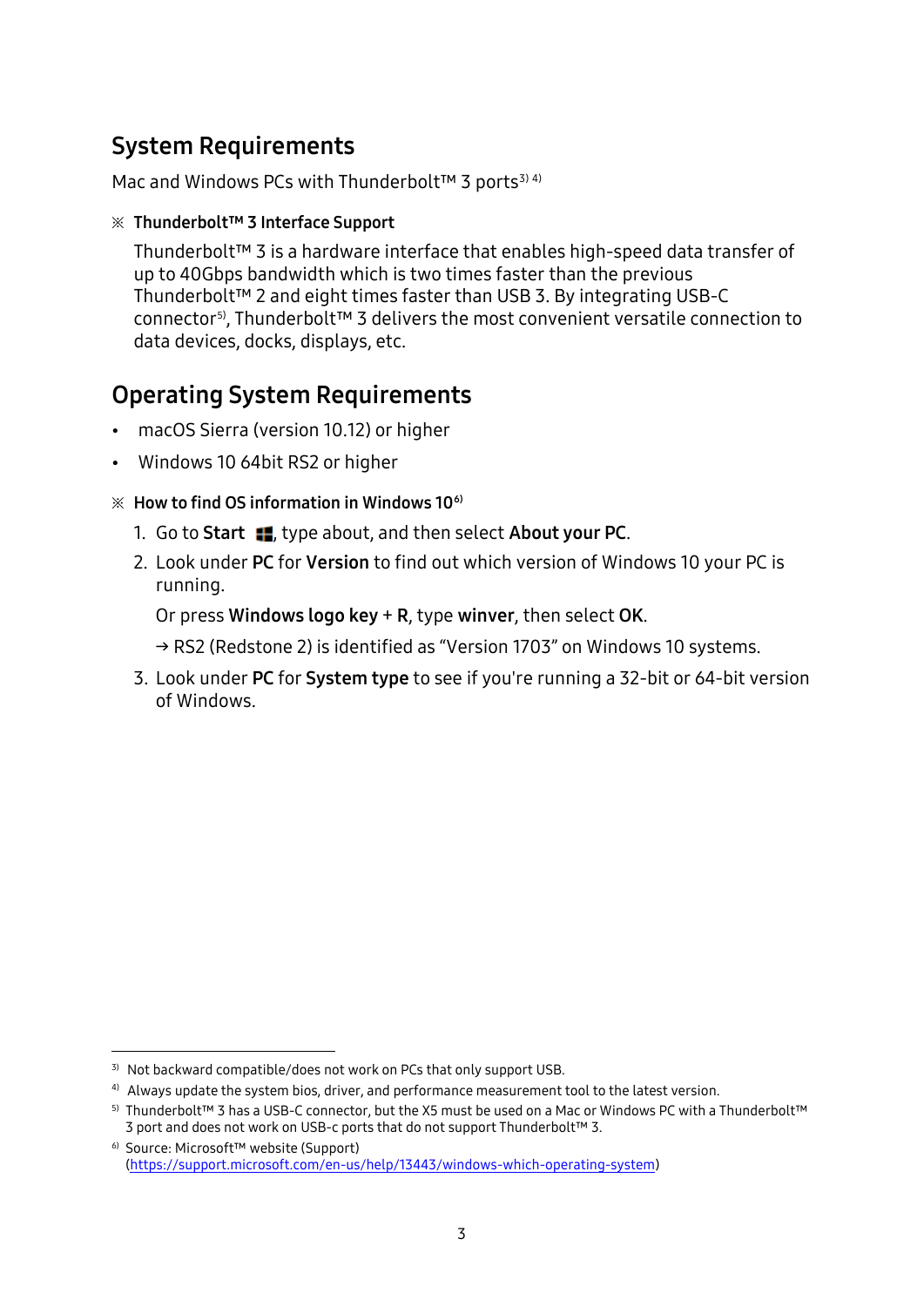## System Requirements

Mac and Windows PCs with Thunderbolt™ 3 ports[3] [4]

※ **Thunderbolt™ 3 Interface Support**

Thunderbolt™ 3 is a hardware interface that enables high-speed data transfer of up to 40Gbps bandwidth which is two times faster than the previous Thunderbolt™ 2 and eight times faster than USB 3. By integrating USB-C connector[5], Thunderbolt™ 3 delivers the most convenient versatile connection to data devices, docks, displays, etc.

## Operating System Requirements

- macOS Sierra (version 10.12) or higher
- Windows 10 64bit RS2 or higher

※ **How to find OS information in Windows 10**[6]

1. Go to **Start** ⊞, type about, and then select **About your PC**.
2. Look under **PC** for **Version** to find out which version of Windows 10 your PC is running.

   Or press **Windows logo key** + **R**, type **winver**, then select **OK**.

   → RS2 (Redstone 2) is identified as “Version 1703” on Windows 10 systems.
3. Look under **PC** for **System type** to see if you're running a 32-bit or 64-bit version of Windows.

---

[3] Not backward compatible/does not work on PCs that only support USB.

[4] Always update the system bios, driver, and performance measurement tool to the latest version.

[5] Thunderbolt™ 3 has a USB-C connector, but the X5 must be used on a Mac or Windows PC with a Thunderbolt™ 3 port and does not work on USB-c ports that do not support Thunderbolt™ 3.

[6] Source: Microsoft™ website (Support) (https://support.microsoft.com/en-us/help/13443/windows-which-operating-system)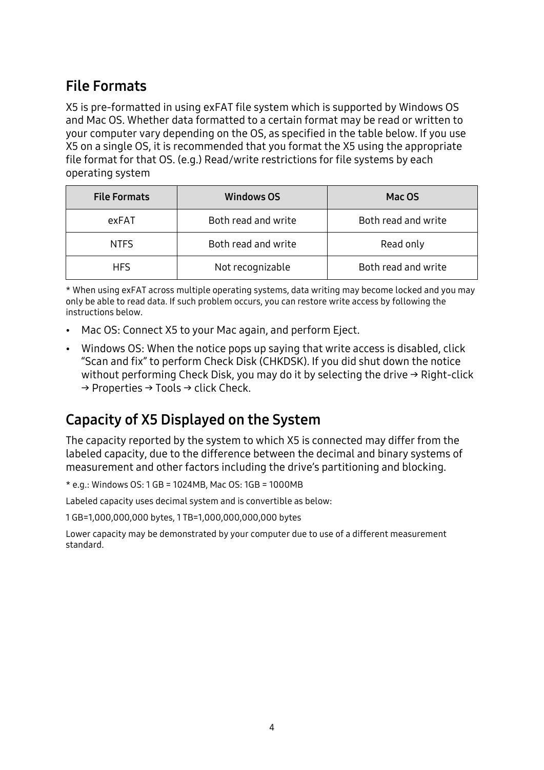## File Formats

X5 is pre-formatted in using exFAT file system which is supported by Windows OS and Mac OS. Whether data formatted to a certain format may be read or written to your computer vary depending on the OS, as specified in the table below. If you use X5 on a single OS, it is recommended that you format the X5 using the appropriate file format for that OS. (e.g.) Read/write restrictions for file systems by each operating system

| File Formats | Windows OS | Mac OS |
|---|---|---|
| exFAT | Both read and write | Both read and write |
| NTFS | Both read and write | Read only |
| HFS | Not recognizable | Both read and write |

* When using exFAT across multiple operating systems, data writing may become locked and you may only be able to read data. If such problem occurs, you can restore write access by following the instructions below.

- Mac OS: Connect X5 to your Mac again, and perform Eject.
- Windows OS: When the notice pops up saying that write access is disabled, click "Scan and fix" to perform Check Disk (CHKDSK). If you did shut down the notice without performing Check Disk, you may do it by selecting the drive → Right-click → Properties → Tools → click Check.

## Capacity of X5 Displayed on the System

The capacity reported by the system to which X5 is connected may differ from the labeled capacity, due to the difference between the decimal and binary systems of measurement and other factors including the drive's partitioning and blocking.

* e.g.: Windows OS: 1 GB = 1024MB, Mac OS: 1GB = 1000MB

Labeled capacity uses decimal system and is convertible as below:

1 GB=1,000,000,000 bytes, 1 TB=1,000,000,000,000 bytes

Lower capacity may be demonstrated by your computer due to use of a different measurement standard.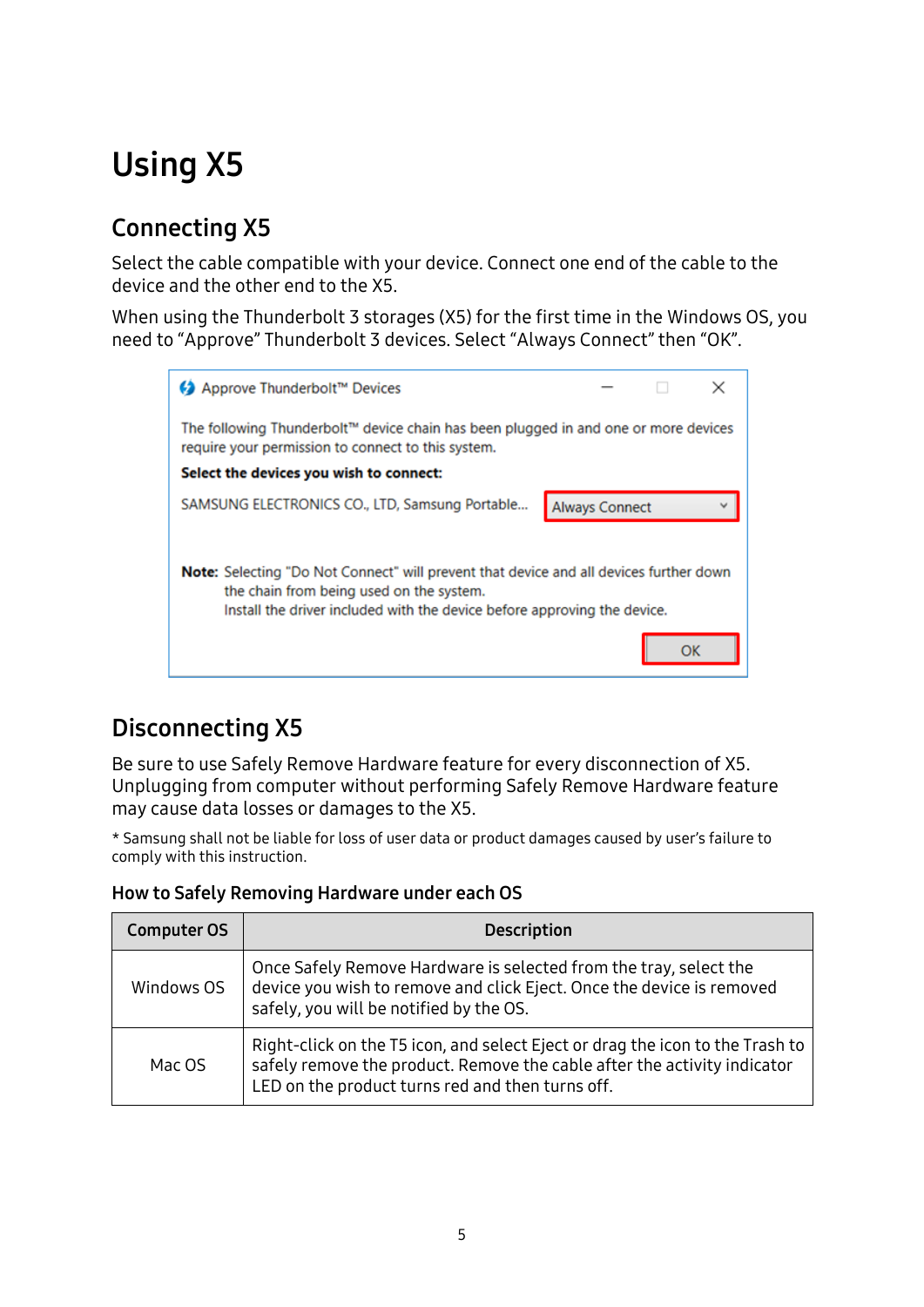# Using X5

## Connecting X5

Select the cable compatible with your device. Connect one end of the cable to the device and the other end to the X5.

When using the Thunderbolt 3 storages (X5) for the first time in the Windows OS, you need to "Approve" Thunderbolt 3 devices. Select "Always Connect" then "OK".

## Disconnecting X5

Be sure to use Safely Remove Hardware feature for every disconnection of X5. Unplugging from computer without performing Safely Remove Hardware feature may cause data losses or damages to the X5.

* Samsung shall not be liable for loss of user data or product damages caused by user's failure to comply with this instruction.

### How to Safely Removing Hardware under each OS

| Computer OS | Description |
|---|---|
| Windows OS | Once Safely Remove Hardware is selected from the tray, select the device you wish to remove and click Eject. Once the device is removed safely, you will be notified by the OS. |
| Mac OS | Right-click on the T5 icon, and select Eject or drag the icon to the Trash to safely remove the product. Remove the cable after the activity indicator LED on the product turns red and then turns off. |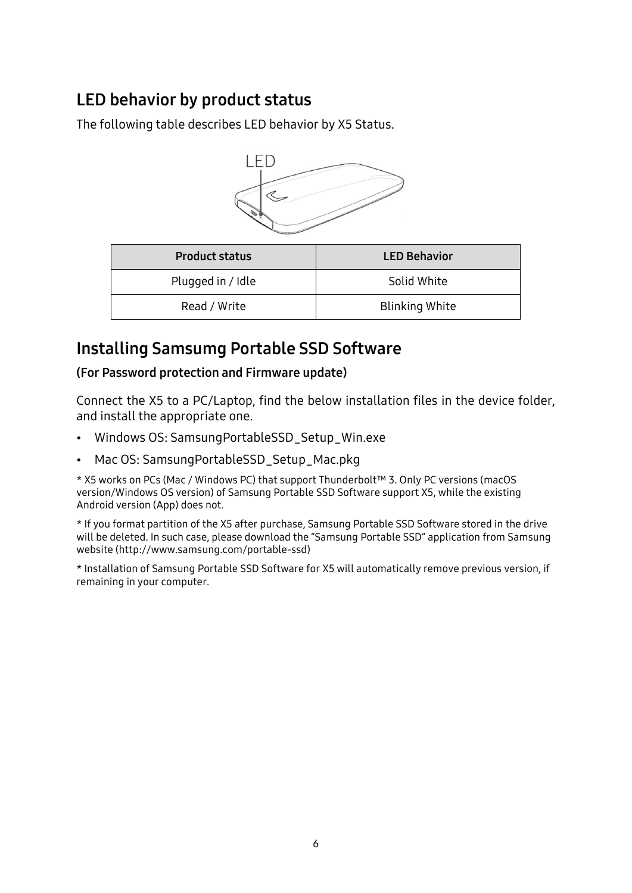## LED behavior by product status

The following table describes LED behavior by X5 Status.

| Product status | LED Behavior |
| --- | --- |
| Plugged in / Idle | Solid White |
| Read / Write | Blinking White |

## Installing Samsumg Portable SSD Software

**(For Password protection and Firmware update)**

Connect the X5 to a PC/Laptop, find the below installation files in the device folder, and install the appropriate one.

- Windows OS: SamsungPortableSSD_Setup_Win.exe
- Mac OS: SamsungPortableSSD_Setup_Mac.pkg

* X5 works on PCs (Mac / Windows PC) that support Thunderbolt™ 3. Only PC versions (macOS version/Windows OS version) of Samsung Portable SSD Software support X5, while the existing Android version (App) does not.

* If you format partition of the X5 after purchase, Samsung Portable SSD Software stored in the drive will be deleted. In such case, please download the "Samsung Portable SSD" application from Samsung website (http://www.samsung.com/portable-ssd)

* Installation of Samsung Portable SSD Software for X5 will automatically remove previous version, if remaining in your computer.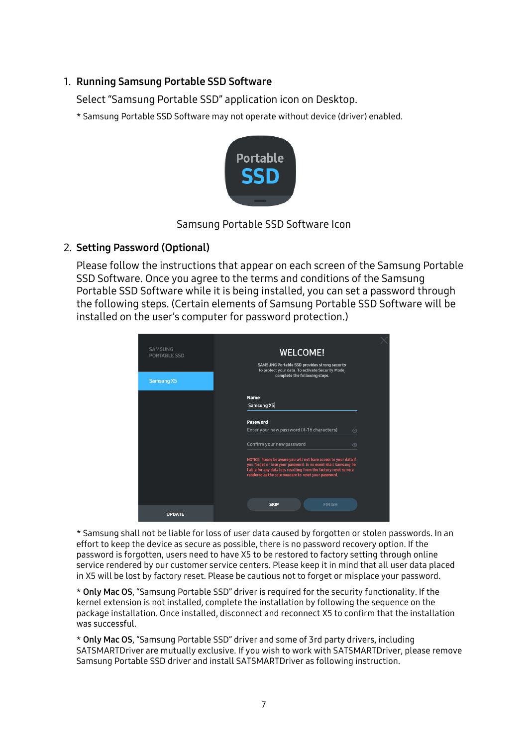1. **Running Samsung Portable SSD Software**

   Select “Samsung Portable SSD” application icon on Desktop.

   * Samsung Portable SSD Software may not operate without device (driver) enabled.

   Samsung Portable SSD Software Icon

2. **Setting Password (Optional)**

   Please follow the instructions that appear on each screen of the Samsung Portable SSD Software. Once you agree to the terms and conditions of the Samsung Portable SSD Software while it is being installed, you can set a password through the following steps. (Certain elements of Samsung Portable SSD Software will be installed on the user’s computer for password protection.)

   * Samsung shall not be liable for loss of user data caused by forgotten or stolen passwords. In an effort to keep the device as secure as possible, there is no password recovery option. If the password is forgotten, users need to have X5 to be restored to factory setting through online service rendered by our customer service centers. Please keep it in mind that all user data placed in X5 will be lost by factory reset. Please be cautious not to forget or misplace your password.

   * **Only Mac OS**, “Samsung Portable SSD” driver is required for the security functionality. If the kernel extension is not installed, complete the installation by following the sequence on the package installation. Once installed, disconnect and reconnect X5 to confirm that the installation was successful.

   * **Only Mac OS**, “Samsung Portable SSD” driver and some of 3rd party drivers, including SATSMARTDriver are mutually exclusive. If you wish to work with SATSMARTDriver, please remove Samsung Portable SSD driver and install SATSMARTDriver as following instruction.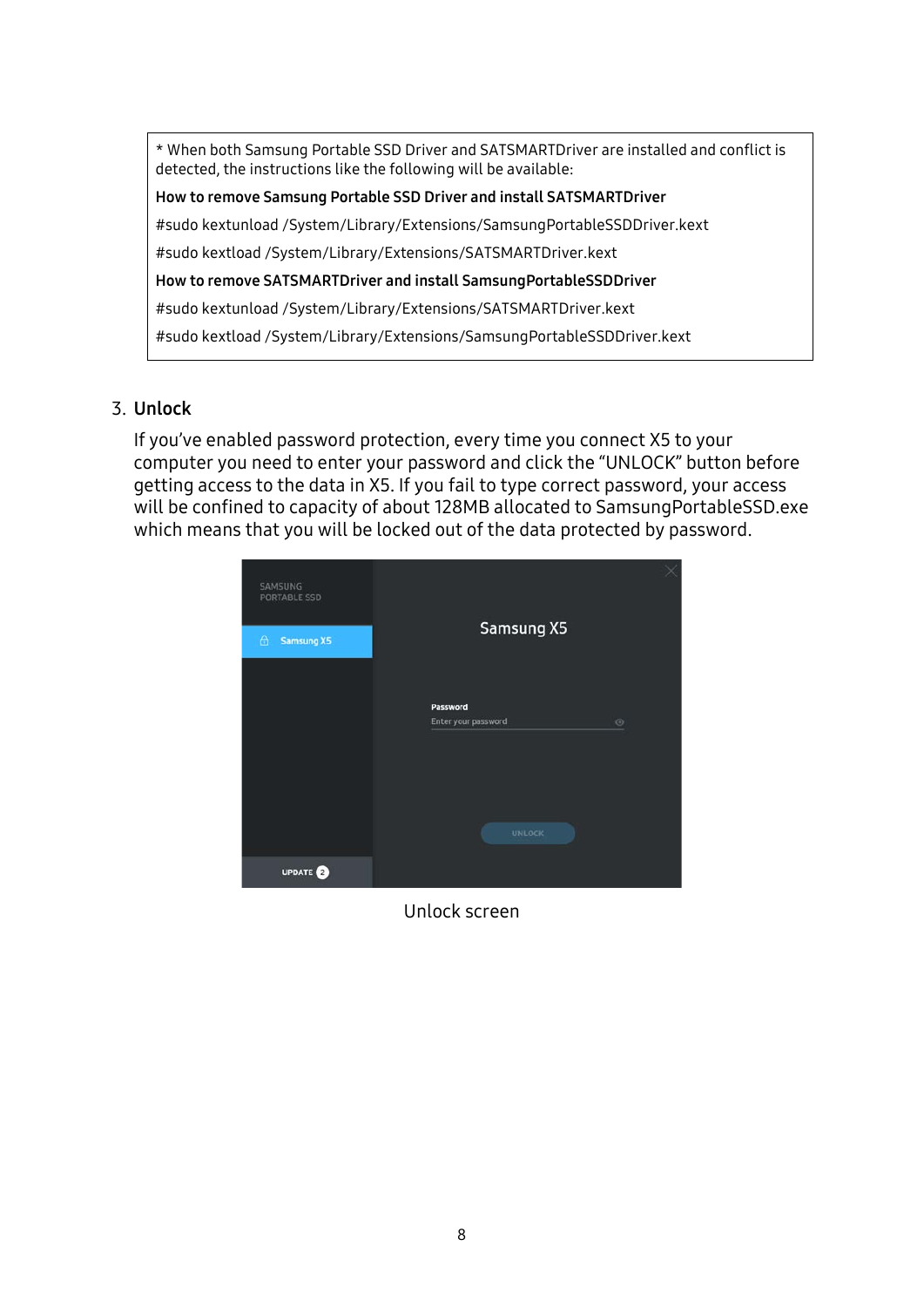* When both Samsung Portable SSD Driver and SATSMARTDriver are installed and conflict is detected, the instructions like the following will be available:

**How to remove Samsung Portable SSD Driver and install SATSMARTDriver**

#sudo kextunload /System/Library/Extensions/SamsungPortableSSDDriver.kext

#sudo kextload /System/Library/Extensions/SATSMARTDriver.kext

**How to remove SATSMARTDriver and install SamsungPortableSSDDriver**

#sudo kextunload /System/Library/Extensions/SATSMARTDriver.kext

#sudo kextload /System/Library/Extensions/SamsungPortableSSDDriver.kext

3. **Unlock**

If you've enabled password protection, every time you connect X5 to your computer you need to enter your password and click the "UNLOCK" button before getting access to the data in X5. If you fail to type correct password, your access will be confined to capacity of about 128MB allocated to SamsungPortableSSD.exe which means that you will be locked out of the data protected by password.

Unlock screen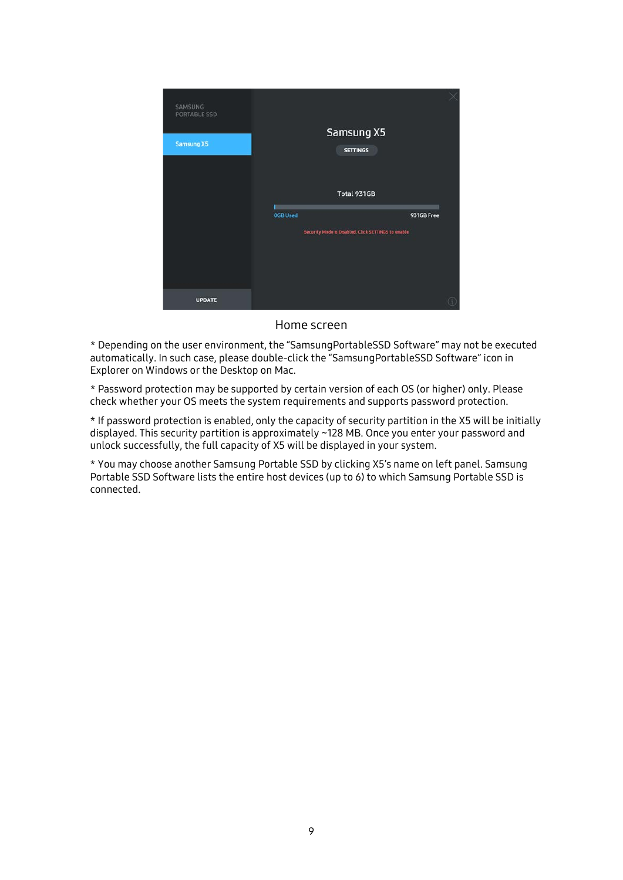Home screen

* Depending on the user environment, the “SamsungPortableSSD Software” may not be executed automatically. In such case, please double-click the “SamsungPortableSSD Software” icon in Explorer on Windows or the Desktop on Mac.

* Password protection may be supported by certain version of each OS (or higher) only. Please check whether your OS meets the system requirements and supports password protection.

* If password protection is enabled, only the capacity of security partition in the X5 will be initially displayed. This security partition is approximately ~128 MB. Once you enter your password and unlock successfully, the full capacity of X5 will be displayed in your system.

* You may choose another Samsung Portable SSD by clicking X5’s name on left panel. Samsung Portable SSD Software lists the entire host devices (up to 6) to which Samsung Portable SSD is connected.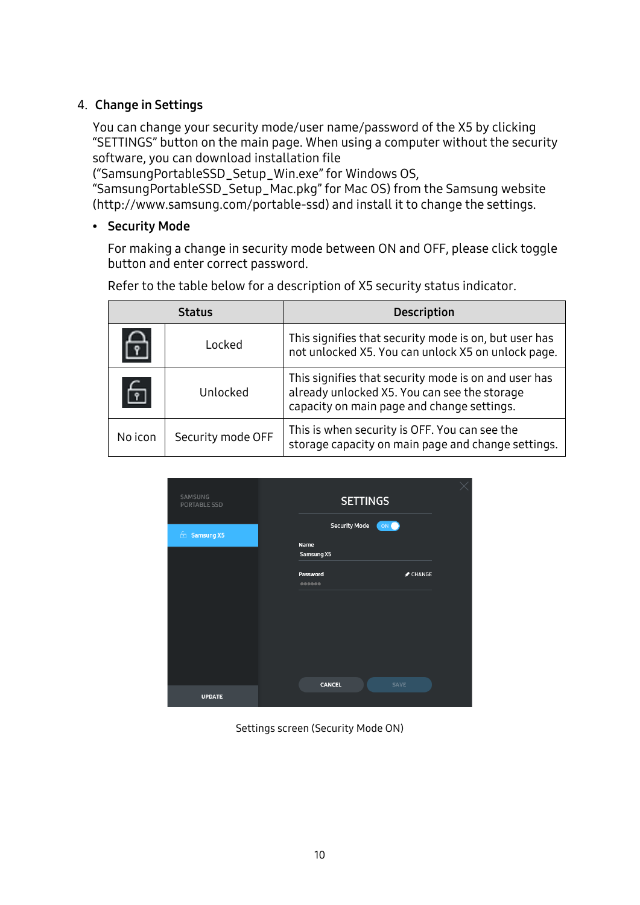4. **Change in Settings**

You can change your security mode/user name/password of the X5 by clicking "SETTINGS" button on the main page. When using a computer without the security software, you can download installation file ("SamsungPortableSSD_Setup_Win.exe" for Windows OS, "SamsungPortableSSD_Setup_Mac.pkg" for Mac OS) from the Samsung website (http://www.samsung.com/portable-ssd) and install it to change the settings.

- **Security Mode**

  For making a change in security mode between ON and OFF, please click toggle button and enter correct password.

  Refer to the table below for a description of X5 security status indicator.

| Status | | Description |
|---|---|---|
| | Locked | This signifies that security mode is on, but user has not unlocked X5. You can unlock X5 on unlock page. |
| | Unlocked | This signifies that security mode is on and user has already unlocked X5. You can see the storage capacity on main page and change settings. |
| No icon | Security mode OFF | This is when security is OFF. You can see the storage capacity on main page and change settings. |

Settings screen (Security Mode ON)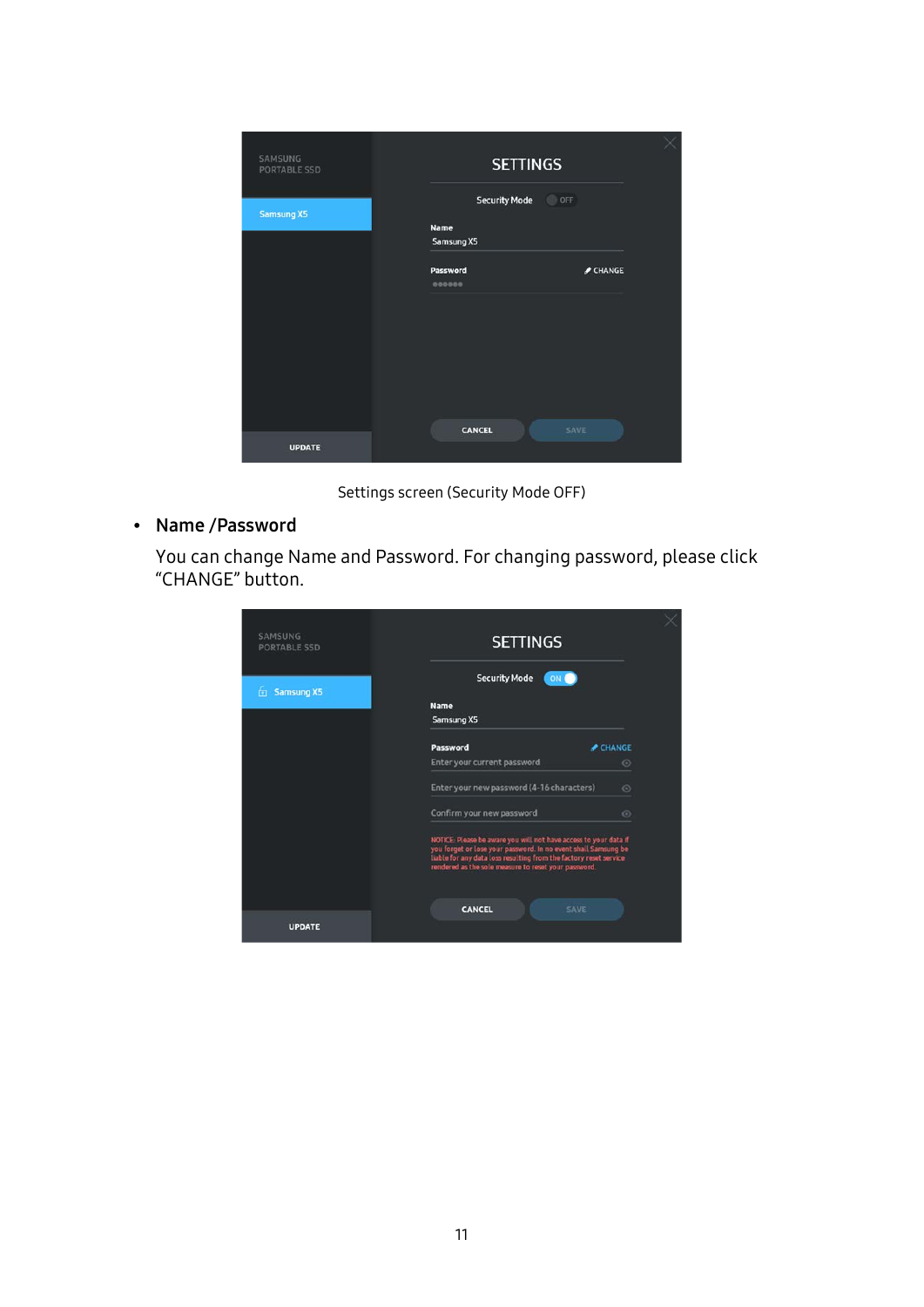Settings screen (Security Mode OFF)

- **Name /Password**

  You can change Name and Password. For changing password, please click "CHANGE" button.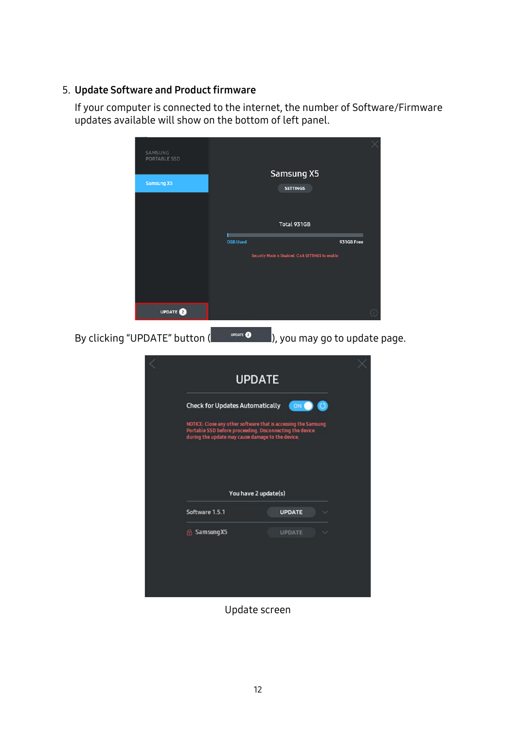5. **Update Software and Product firmware**

   If your computer is connected to the internet, the number of Software/Firmware updates available will show on the bottom of left panel.

   By clicking “UPDATE” button (UPDATE 2), you may go to update page.

Update screen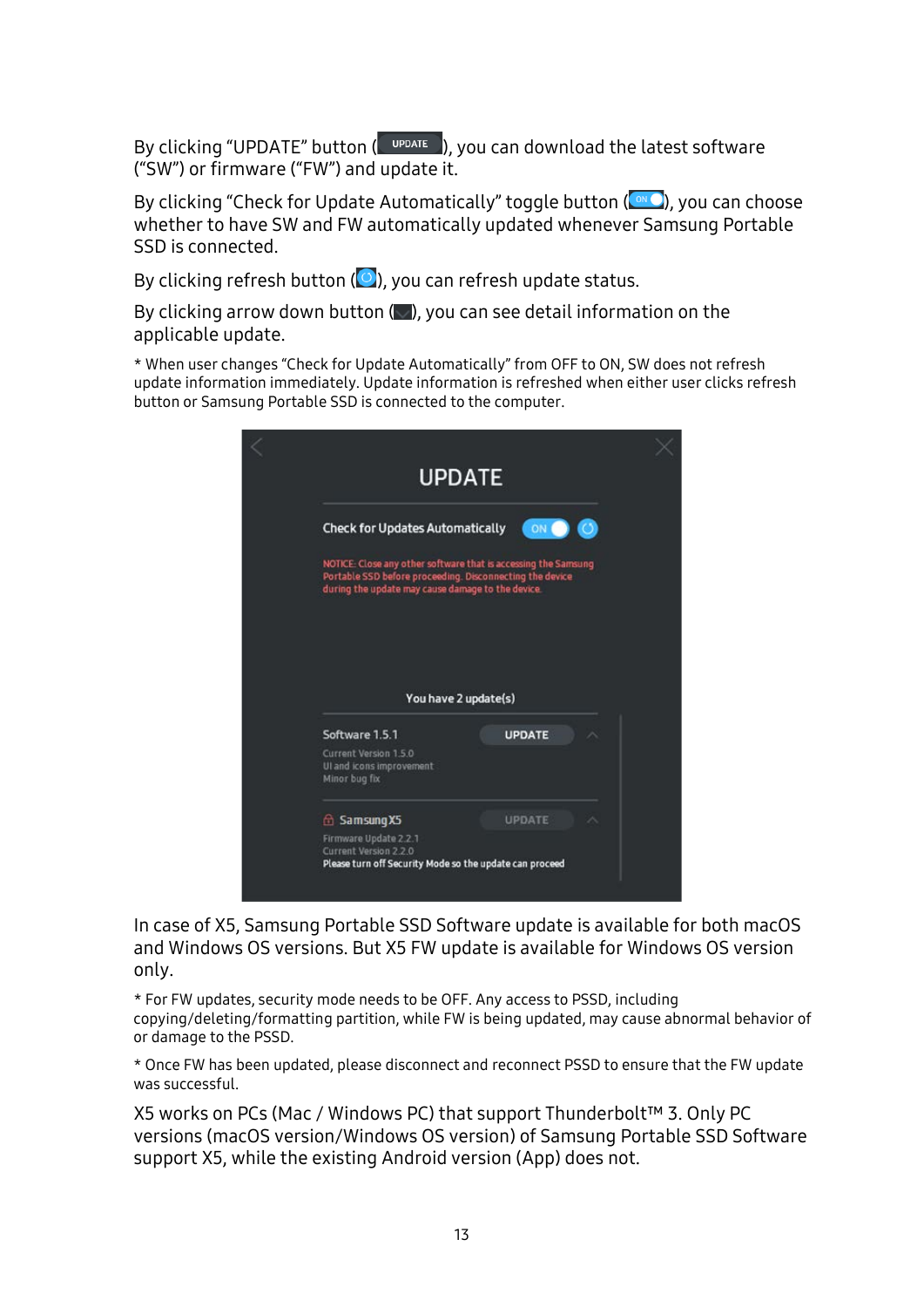By clicking “UPDATE” button (UPDATE), you can download the latest software (“SW”) or firmware (“FW”) and update it.

By clicking “Check for Update Automatically” toggle button (ON), you can choose whether to have SW and FW automatically updated whenever Samsung Portable SSD is connected.

By clicking refresh button ( ), you can refresh update status.

By clicking arrow down button ( ), you can see detail information on the applicable update.

* When user changes “Check for Update Automatically” from OFF to ON, SW does not refresh update information immediately. Update information is refreshed when either user clicks refresh button or Samsung Portable SSD is connected to the computer.

In case of X5, Samsung Portable SSD Software update is available for both macOS and Windows OS versions. But X5 FW update is available for Windows OS version only.

* For FW updates, security mode needs to be OFF. Any access to PSSD, including copying/deleting/formatting partition, while FW is being updated, may cause abnormal behavior of or damage to the PSSD.

* Once FW has been updated, please disconnect and reconnect PSSD to ensure that the FW update was successful.

X5 works on PCs (Mac / Windows PC) that support Thunderbolt™ 3. Only PC versions (macOS version/Windows OS version) of Samsung Portable SSD Software support X5, while the existing Android version (App) does not.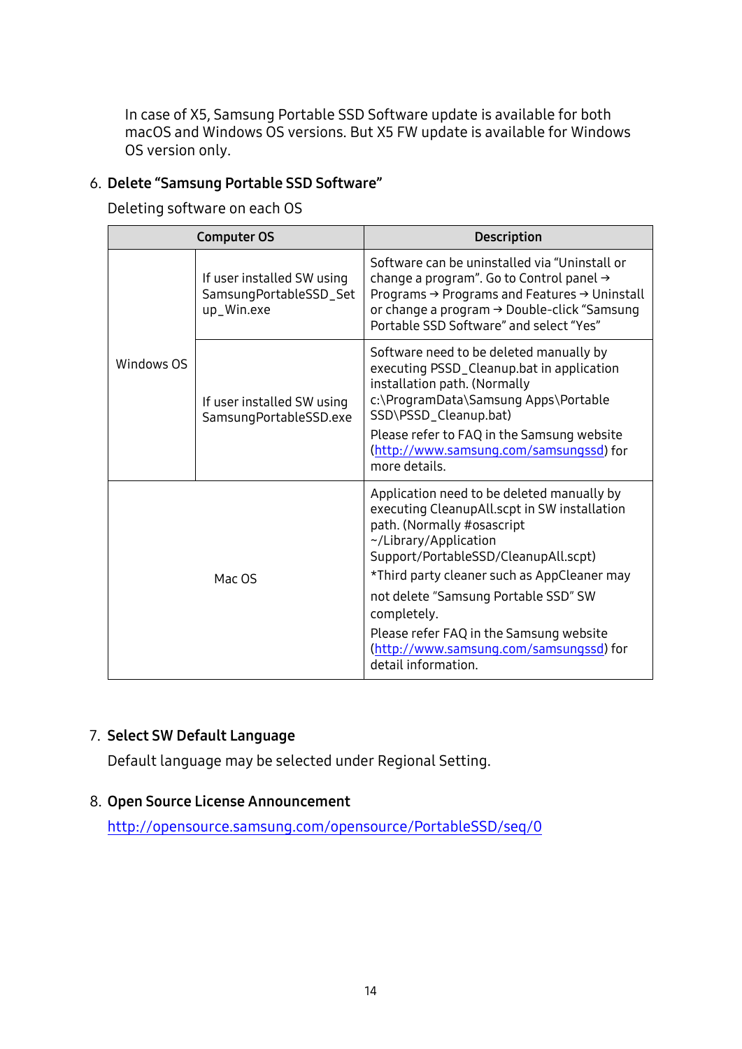In case of X5, Samsung Portable SSD Software update is available for both macOS and Windows OS versions. But X5 FW update is available for Windows OS version only.

6. **Delete "Samsung Portable SSD Software"**

   Deleting software on each OS

| Computer OS | | Description |
|---|---|---|
| Windows OS | If user installed SW using SamsungPortableSSD_Setup_Win.exe | Software can be uninstalled via "Uninstall or change a program". Go to Control panel → Programs → Programs and Features → Uninstall or change a program → Double-click "Samsung Portable SSD Software" and select "Yes" |
| | If user installed SW using SamsungPortableSSD.exe | Software need to be deleted manually by executing PSSD_Cleanup.bat in application installation path. (Normally c:\ProgramData\Samsung Apps\Portable SSD\PSSD_Cleanup.bat)<br>Please refer to FAQ in the Samsung website (http://www.samsung.com/samsungssd) for more details. |
| Mac OS | | Application need to be deleted manually by executing CleanupAll.scpt in SW installation path. (Normally #osascript ~/Library/Application Support/PortableSSD/CleanupAll.scpt)<br>*Third party cleaner such as AppCleaner may not delete "Samsung Portable SSD" SW completely.<br>Please refer FAQ in the Samsung website (http://www.samsung.com/samsungssd) for detail information. |

7. **Select SW Default Language**

   Default language may be selected under Regional Setting.

8. **Open Source License Announcement**

   http://opensource.samsung.com/opensource/PortableSSD/seq/0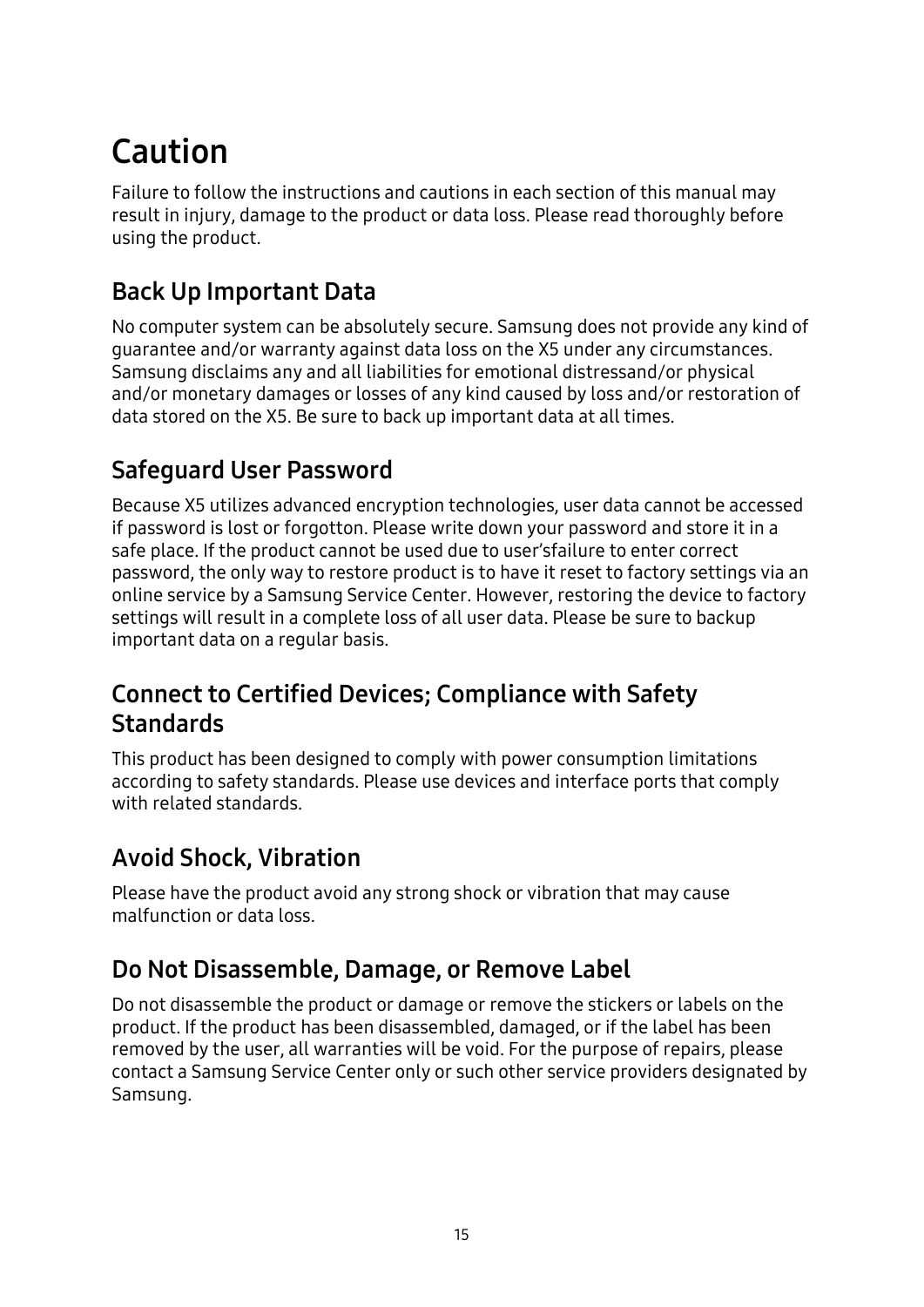# Caution

Failure to follow the instructions and cautions in each section of this manual may result in injury, damage to the product or data loss. Please read thoroughly before using the product.

## Back Up Important Data

No computer system can be absolutely secure. Samsung does not provide any kind of guarantee and/or warranty against data loss on the X5 under any circumstances. Samsung disclaims any and all liabilities for emotional distressand/or physical and/or monetary damages or losses of any kind caused by loss and/or restoration of data stored on the X5. Be sure to back up important data at all times.

## Safeguard User Password

Because X5 utilizes advanced encryption technologies, user data cannot be accessed if password is lost or forgotton. Please write down your password and store it in a safe place. If the product cannot be used due to user'sfailure to enter correct password, the only way to restore product is to have it reset to factory settings via an online service by a Samsung Service Center. However, restoring the device to factory settings will result in a complete loss of all user data. Please be sure to backup important data on a regular basis.

## Connect to Certified Devices; Compliance with Safety Standards

This product has been designed to comply with power consumption limitations according to safety standards. Please use devices and interface ports that comply with related standards.

## Avoid Shock, Vibration

Please have the product avoid any strong shock or vibration that may cause malfunction or data loss.

## Do Not Disassemble, Damage, or Remove Label

Do not disassemble the product or damage or remove the stickers or labels on the product. If the product has been disassembled, damaged, or if the label has been removed by the user, all warranties will be void. For the purpose of repairs, please contact a Samsung Service Center only or such other service providers designated by Samsung.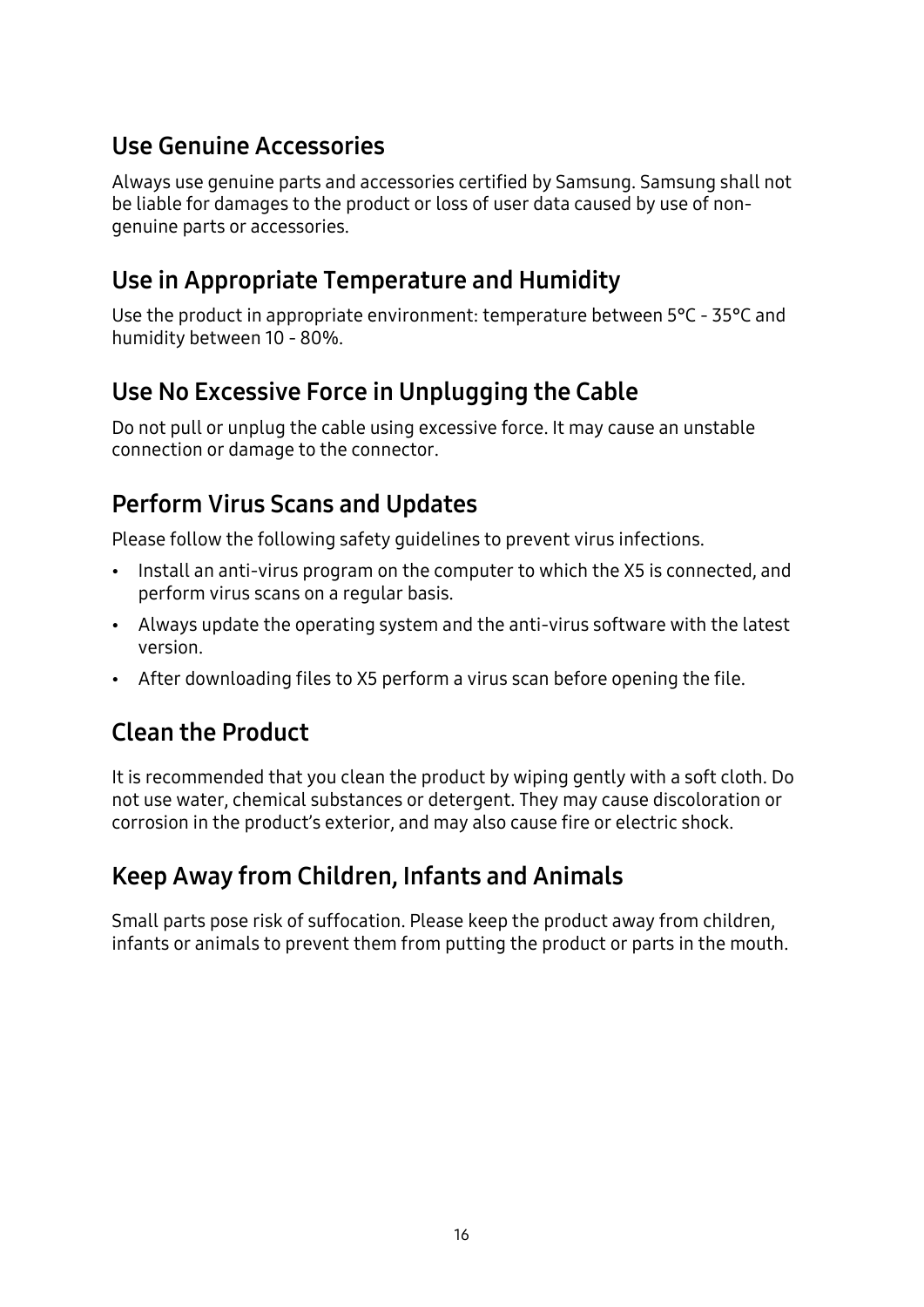## Use Genuine Accessories

Always use genuine parts and accessories certified by Samsung. Samsung shall not be liable for damages to the product or loss of user data caused by use of non-genuine parts or accessories.

## Use in Appropriate Temperature and Humidity

Use the product in appropriate environment: temperature between 5°C - 35°C and humidity between 10 - 80%.

## Use No Excessive Force in Unplugging the Cable

Do not pull or unplug the cable using excessive force. It may cause an unstable connection or damage to the connector.

## Perform Virus Scans and Updates

Please follow the following safety guidelines to prevent virus infections.

- Install an anti-virus program on the computer to which the X5 is connected, and perform virus scans on a regular basis.
- Always update the operating system and the anti-virus software with the latest version.
- After downloading files to X5 perform a virus scan before opening the file.

## Clean the Product

It is recommended that you clean the product by wiping gently with a soft cloth. Do not use water, chemical substances or detergent. They may cause discoloration or corrosion in the product's exterior, and may also cause fire or electric shock.

## Keep Away from Children, Infants and Animals

Small parts pose risk of suffocation. Please keep the product away from children, infants or animals to prevent them from putting the product or parts in the mouth.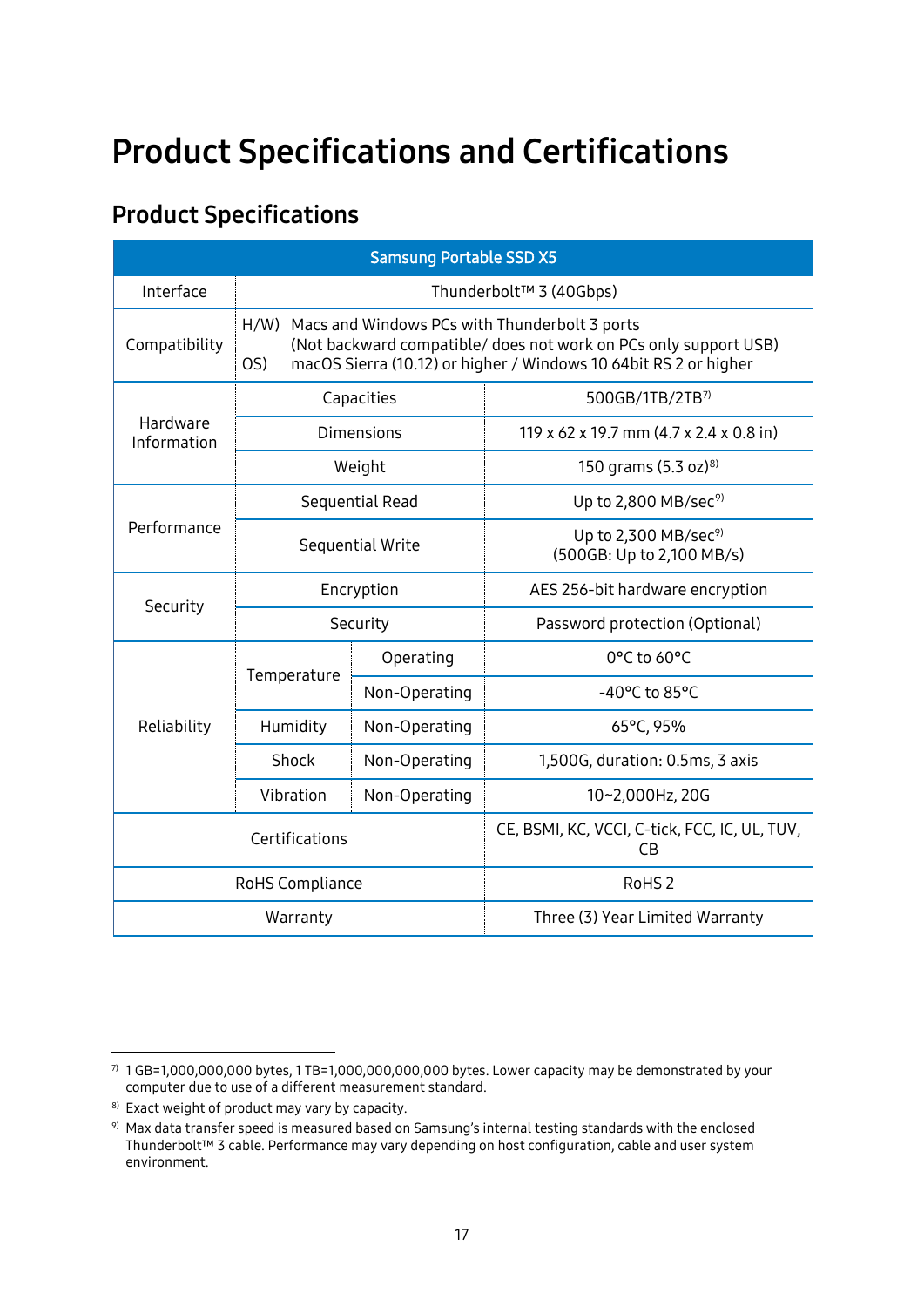# Product Specifications and Certifications

## Product Specifications

| Samsung Portable SSD X5 | | | |
|---|---|---|---|
| Interface | Thunderbolt™ 3 (40Gbps) | | |
| Compatibility | H/W) Macs and Windows PCs with Thunderbolt 3 ports (Not backward compatible/ does not work on PCs only support USB)<br>OS) macOS Sierra (10.12) or higher / Windows 10 64bit RS 2 or higher | | |
| Hardware Information | Capacities | | 500GB/1TB/2TB[7] |
| | Dimensions | | 119 x 62 x 19.7 mm (4.7 x 2.4 x 0.8 in) |
| | Weight | | 150 grams (5.3 oz)[8] |
| Performance | Sequential Read | | Up to 2,800 MB/sec[9] |
| | Sequential Write | | Up to 2,300 MB/sec[9]<br>(500GB: Up to 2,100 MB/s) |
| Security | Encryption | | AES 256-bit hardware encryption |
| | Security | | Password protection (Optional) |
| Reliability | Temperature | Operating | 0°C to 60°C |
| | | Non-Operating | -40°C to 85°C |
| | Humidity | Non-Operating | 65°C, 95% |
| | Shock | Non-Operating | 1,500G, duration: 0.5ms, 3 axis |
| | Vibration | Non-Operating | 10~2,000Hz, 20G |
| Certifications | | | CE, BSMI, KC, VCCI, C-tick, FCC, IC, UL, TUV, CB |
| RoHS Compliance | | | RoHS 2 |
| Warranty | | | Three (3) Year Limited Warranty |

[7] 1 GB=1,000,000,000 bytes, 1 TB=1,000,000,000,000 bytes. Lower capacity may be demonstrated by your computer due to use of a different measurement standard.

[8] Exact weight of product may vary by capacity.

[9] Max data transfer speed is measured based on Samsung's internal testing standards with the enclosed Thunderbolt™ 3 cable. Performance may vary depending on host configuration, cable and user system environment.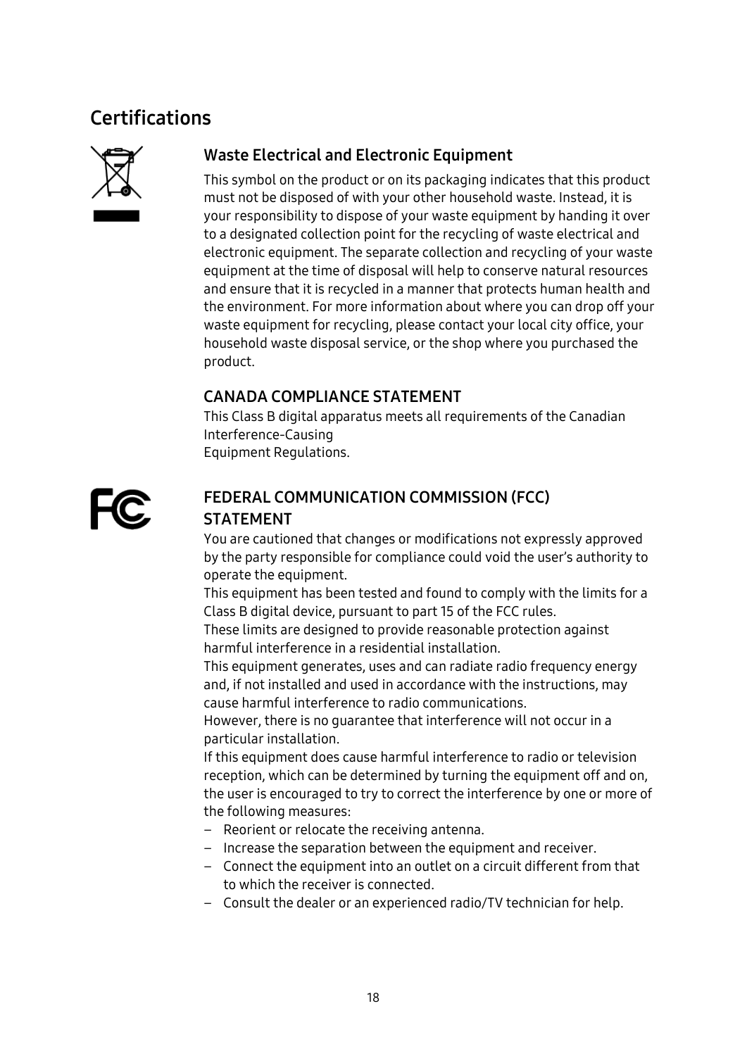# Certifications

## Waste Electrical and Electronic Equipment

This symbol on the product or on its packaging indicates that this product must not be disposed of with your other household waste. Instead, it is your responsibility to dispose of your waste equipment by handing it over to a designated collection point for the recycling of waste electrical and electronic equipment. The separate collection and recycling of your waste equipment at the time of disposal will help to conserve natural resources and ensure that it is recycled in a manner that protects human health and the environment. For more information about where you can drop off your waste equipment for recycling, please contact your local city office, your household waste disposal service, or the shop where you purchased the product.

## CANADA COMPLIANCE STATEMENT

This Class B digital apparatus meets all requirements of the Canadian Interference-Causing
Equipment Regulations.

## FEDERAL COMMUNICATION COMMISSION (FCC) STATEMENT

You are cautioned that changes or modifications not expressly approved by the party responsible for compliance could void the user's authority to operate the equipment.
This equipment has been tested and found to comply with the limits for a Class B digital device, pursuant to part 15 of the FCC rules.
These limits are designed to provide reasonable protection against harmful interference in a residential installation.
This equipment generates, uses and can radiate radio frequency energy and, if not installed and used in accordance with the instructions, may cause harmful interference to radio communications.
However, there is no guarantee that interference will not occur in a particular installation.
If this equipment does cause harmful interference to radio or television reception, which can be determined by turning the equipment off and on, the user is encouraged to try to correct the interference by one or more of the following measures:

- Reorient or relocate the receiving antenna.
- Increase the separation between the equipment and receiver.
- Connect the equipment into an outlet on a circuit different from that to which the receiver is connected.
- Consult the dealer or an experienced radio/TV technician for help.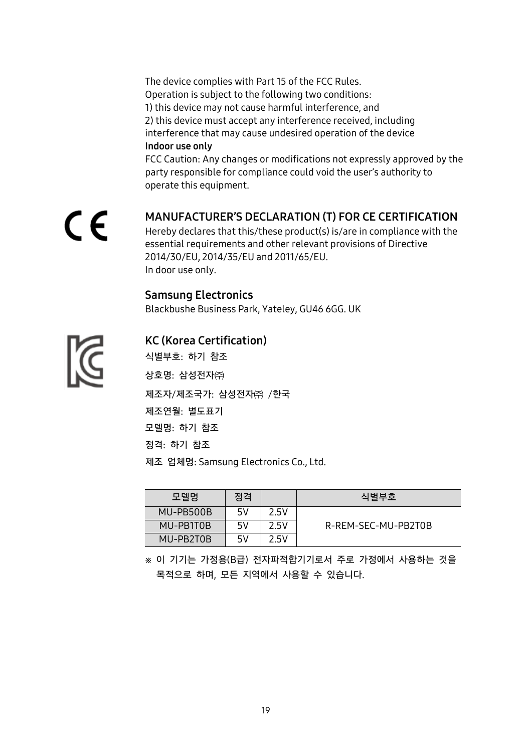The device complies with Part 15 of the FCC Rules.
Operation is subject to the following two conditions:
1) this device may not cause harmful interference, and
2) this device must accept any interference received, including interference that may cause undesired operation of the device

**Indoor use only**

FCC Caution: Any changes or modifications not expressly approved by the party responsible for compliance could void the user's authority to operate this equipment.

## MANUFACTURER'S DECLARATION (T) FOR CE CERTIFICATION

Hereby declares that this/these product(s) is/are in compliance with the essential requirements and other relevant provisions of Directive 2014/30/EU, 2014/35/EU and 2011/65/EU.
In door use only.

### Samsung Electronics

Blackbushe Business Park, Yateley, GU46 6GG. UK

## KC (Korea Certification)

식별부호: 하기 참조

상호명: 삼성전자㈜

제조자/제조국가: 삼성전자㈜ /한국

제조연월: 별도표기

모델명: 하기 참조

정격: 하기 참조

제조 업체명: Samsung Electronics Co., Ltd.

| 모델명 | 정격 | | 식별부호 |
|---|---|---|---|
| MU-PB500B | 5V | 2.5V | R-REM-SEC-MU-PB2T0B |
| MU-PB1T0B | 5V | 2.5V | |
| MU-PB2T0B | 5V | 2.5V | |

※ 이 기기는 가정용(B급) 전자파적합기기로서 주로 가정에서 사용하는 것을 목적으로 하며, 모든 지역에서 사용할 수 있습니다.